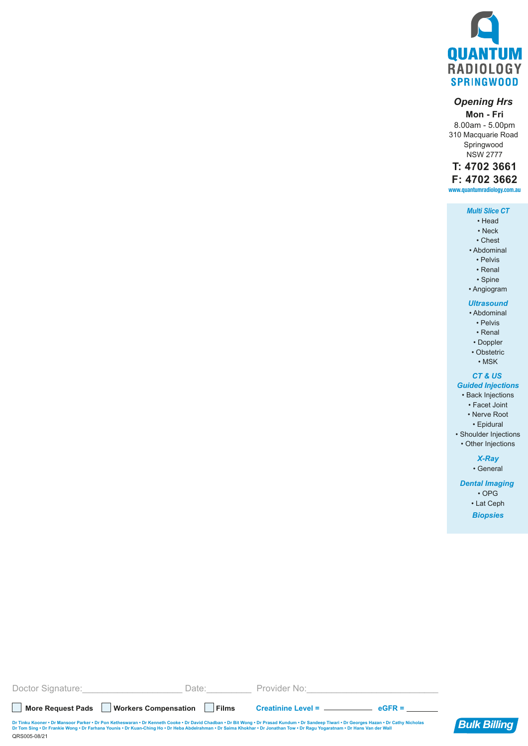# QUANTUM RADIOLOGY SPRINGWOOD

***Opening Hrs***

**Mon - Fri**

8.00am - 5.00pm

310 Macquarie Road
Springwood
NSW 2777

**T: 4702 3661**

**F: 4702 3662**

www.quantumradiology.com.au

***Multi Slice CT***

- Head
- Neck
- Chest
- Abdominal
- Pelvis
- Renal
- Spine
- Angiogram

***Ultrasound***

- Abdominal
- Pelvis
- Renal
- Doppler
- Obstetric
- MSK

***CT & US Guided Injections***

- Back Injections
- Facet Joint
- Nerve Root
- Epidural
- Shoulder Injections
- Other Injections

***X-Ray***

- General

***Dental Imaging***

- OPG
- Lat Ceph

***Biopsies***

Doctor Signature:____________________ Date:_________ Provider No:__________________________

☐ **More Request Pads** ☐ **Workers Compensation** ☐ **Films** **Creatinine Level =** ___________ **eGFR =** _______

Dr Tinku Kooner • Dr Mansoor Parker • Dr Pon Ketheswaran • Dr Kenneth Cooke • Dr David Chadban • Dr Bit Wong • Dr Prasad Kundum • Dr Sandeep Tiwari • Dr Georges Hazan • Dr Cathy Nicholas
Dr Tom Sing • Dr Frankie Wong • Dr Farhana Younis • Dr Kuan-Ching Ho • Dr Heba Abdelrahman • Dr Saima Khokhar • Dr Jonathan Tow • Dr Ragu Yogaratnam • Dr Hans Van der Wall

QRS005-08/21

***Bulk Billing***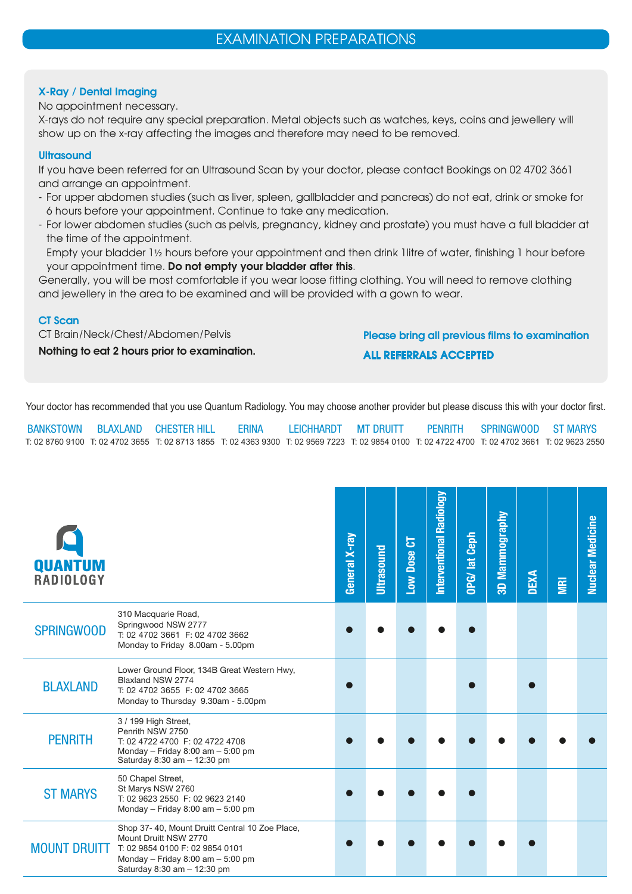# EXAMINATION PREPARATIONS

### X-Ray / Dental Imaging

No appointment necessary.

X-rays do not require any special preparation. Metal objects such as watches, keys, coins and jewellery will show up on the x-ray affecting the images and therefore may need to be removed.

### Ultrasound

If you have been referred for an Ultrasound Scan by your doctor, please contact Bookings on 02 4702 3661 and arrange an appointment.

- For upper abdomen studies (such as liver, spleen, gallbladder and pancreas) do not eat, drink or smoke for 6 hours before your appointment. Continue to take any medication.
- For lower abdomen studies (such as pelvis, pregnancy, kidney and prostate) you must have a full bladder at the time of the appointment.
  Empty your bladder 1½ hours before your appointment and then drink 1litre of water, finishing 1 hour before your appointment time. **Do not empty your bladder after this**.

Generally, you will be most comfortable if you wear loose fitting clothing. You will need to remove clothing and jewellery in the area to be examined and will be provided with a gown to wear.

### CT Scan

CT Brain/Neck/Chest/Abdomen/Pelvis

**Nothing to eat 2 hours prior to examination.**

**Please bring all previous films to examination**

**ALL REFERRALS ACCEPTED**

Your doctor has recommended that you use Quantum Radiology. You may choose another provider but please discuss this with your doctor first.

| BANKSTOWN | BLAXLAND | CHESTER HILL | ERINA | LEICHHARDT | MT DRUITT | PENRITH | SPRINGWOOD | ST MARYS |
|---|---|---|---|---|---|---|---|---|
| T: 02 8760 9100 | T: 02 4702 3655 | T: 02 8713 1855 | T: 02 4363 9300 | T: 02 9569 7223 | T: 02 9854 0100 | T: 02 4722 4700 | T: 02 4702 3661 | T: 02 9623 2550 |

**QUANTUM RADIOLOGY**

| | | General X-ray | Ultrasound | Low Dose CT | Interventional Radiology | OPG/ lat Ceph | 3D Mammography | DEXA | MRI | Nuclear Medicine |
|---|---|---|---|---|---|---|---|---|---|---|
| SPRINGWOOD | 310 Macquarie Road, Springwood NSW 2777 T: 02 4702 3661 F: 02 4702 3662 Monday to Friday 8.00am - 5.00pm | ● | ● | ● | ● | ● | | | | |
| BLAXLAND | Lower Ground Floor, 134B Great Western Hwy, Blaxland NSW 2774 T: 02 4702 3655 F: 02 4702 3665 Monday to Thursday 9.30am - 5.00pm | ● | | | | ● | | ● | | |
| PENRITH | 3 / 199 High Street, Penrith NSW 2750 T: 02 4722 4700 F: 02 4722 4708 Monday – Friday 8:00 am – 5:00 pm Saturday 8:30 am – 12:30 pm | ● | ● | ● | ● | ● | ● | ● | ● | ● |
| ST MARYS | 50 Chapel Street, St Marys NSW 2760 T: 02 9623 2550 F: 02 9623 2140 Monday – Friday 8:00 am – 5:00 pm | ● | ● | ● | ● | ● | | | | |
| MOUNT DRUITT | Shop 37- 40, Mount Druitt Central 10 Zoe Place, Mount Druitt NSW 2770 T: 02 9854 0100 F: 02 9854 0101 Monday – Friday 8:00 am – 5:00 pm Saturday 8:30 am – 12:30 pm | ● | ● | ● | ● | ● | ● | ● | | |